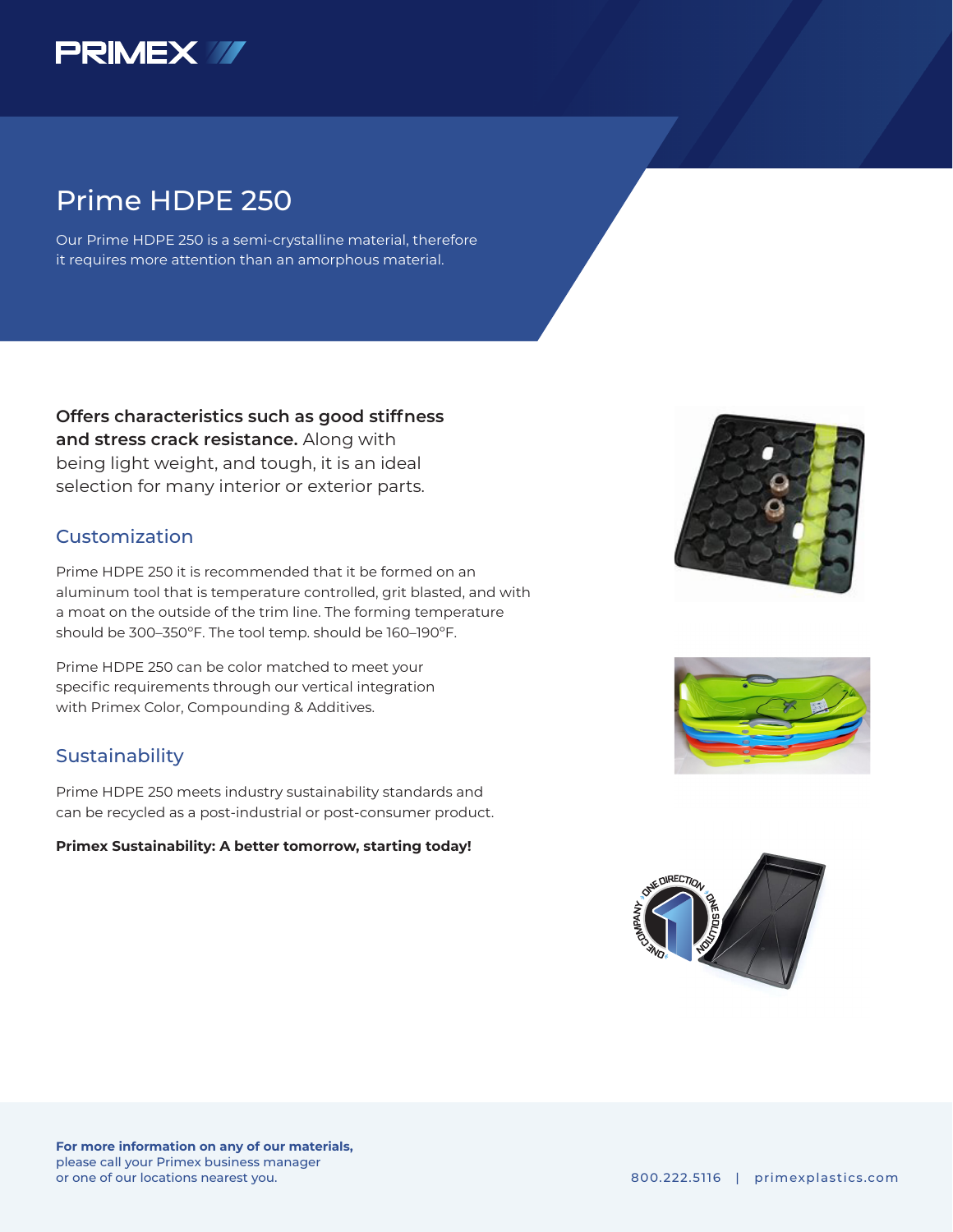PRIMEX

# Prime HDPE 250

Our Prime HDPE 250 is a semi-crystalline material, therefore it requires more attention than an amorphous material.

**Offers characteristics such as good stiffness and stress crack resistance.** Along with being light weight, and tough, it is an ideal selection for many interior or exterior parts.

## Customization

Prime HDPE 250 it is recommended that it be formed on an aluminum tool that is temperature controlled, grit blasted, and with a moat on the outside of the trim line. The forming temperature should be 300–350°F. The tool temp. should be 160–190°F.

Prime HDPE 250 can be color matched to meet your specific requirements through our vertical integration with Primex Color, Compounding & Additives.

## Sustainability

Prime HDPE 250 meets industry sustainability standards and can be recycled as a post-industrial or post-consumer product.

**Primex Sustainability: A better tomorrow, starting today!**

**For more information on any of our materials,** please call your Primex business manager or one of our locations nearest you.

800.222.5116 | primexplastics.com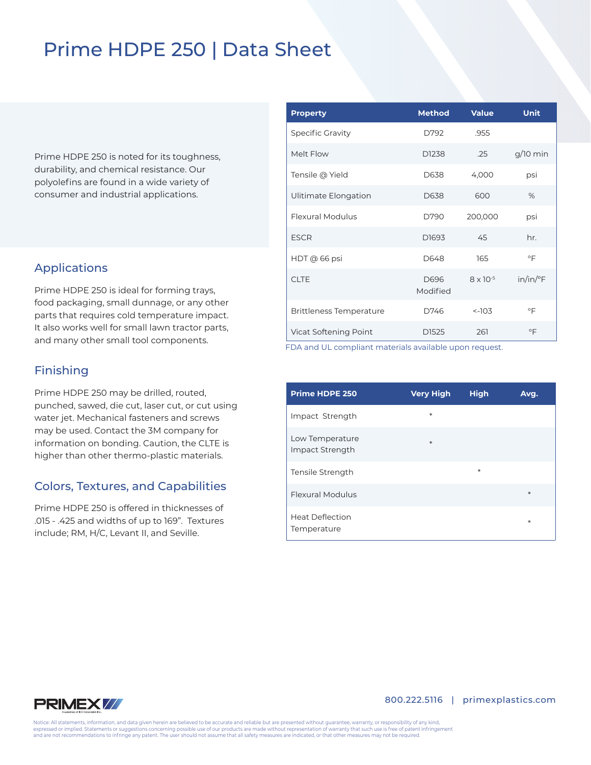# Prime HDPE 250 | Data Sheet

Prime HDPE 250 is noted for its toughness, durability, and chemical resistance. Our polyolefins are found in a wide variety of consumer and industrial applications.

| Property | Method | Value | Unit |
|---|---|---|---|
| Specific Gravity | D792 | .955 | |
| Melt Flow | D1238 | .25 | g/10 min |
| Tensile @ Yield | D638 | 4,000 | psi |
| Ultimate Elongation | D638 | 600 | % |
| Flexural Modulus | D790 | 200,000 | psi |
| ESCR | D1693 | 45 | hr. |
| HDT @ 66 psi | D648 | 165 | °F |
| CLTE | D696 Modified | $8 \times 10^{-5}$ | in/in/°F |
| Brittleness Temperature | D746 | <-103 | °F |
| Vicat Softening Point | D1525 | 261 | °F |

FDA and UL compliant materials available upon request.

## Applications

Prime HDPE 250 is ideal for forming trays, food packaging, small dunnage, or any other parts that requires cold temperature impact. It also works well for small lawn tractor parts, and many other small tool components.

## Finishing

Prime HDPE 250 may be drilled, routed, punched, sawed, die cut, laser cut, or cut using water jet. Mechanical fasteners and screws may be used. Contact the 3M company for information on bonding. Caution, the CLTE is higher than other thermo-plastic materials.

## Colors, Textures, and Capabilities

Prime HDPE 250 is offered in thicknesses of .015 - .425 and widths of up to 169". Textures include; RM, H/C, Levant II, and Seville.

| Prime HDPE 250 | Very High | High | Avg. |
|---|---|---|---|
| Impact Strength | * | | |
| Low Temperature Impact Strength | * | | |
| Tensile Strength | | * | |
| Flexural Modulus | | | * |
| Heat Deflection Temperature | | | * |

PRIMEX
A subsidiary of ICO Corporation Inc.

800.222.5116 | primexplastics.com

Notice: All statements, information, and data given herein are believed to be accurate and reliable but are presented without guarantee, warranty, or responsibility of any kind, expressed or implied. Statements or suggestions concerning possible use of our products are made without representation of warranty that such use is free of patent infringement and are not recommendations to infringe any patent. The user should not assume that all safety measures are indicated, or that other measures may not be required.